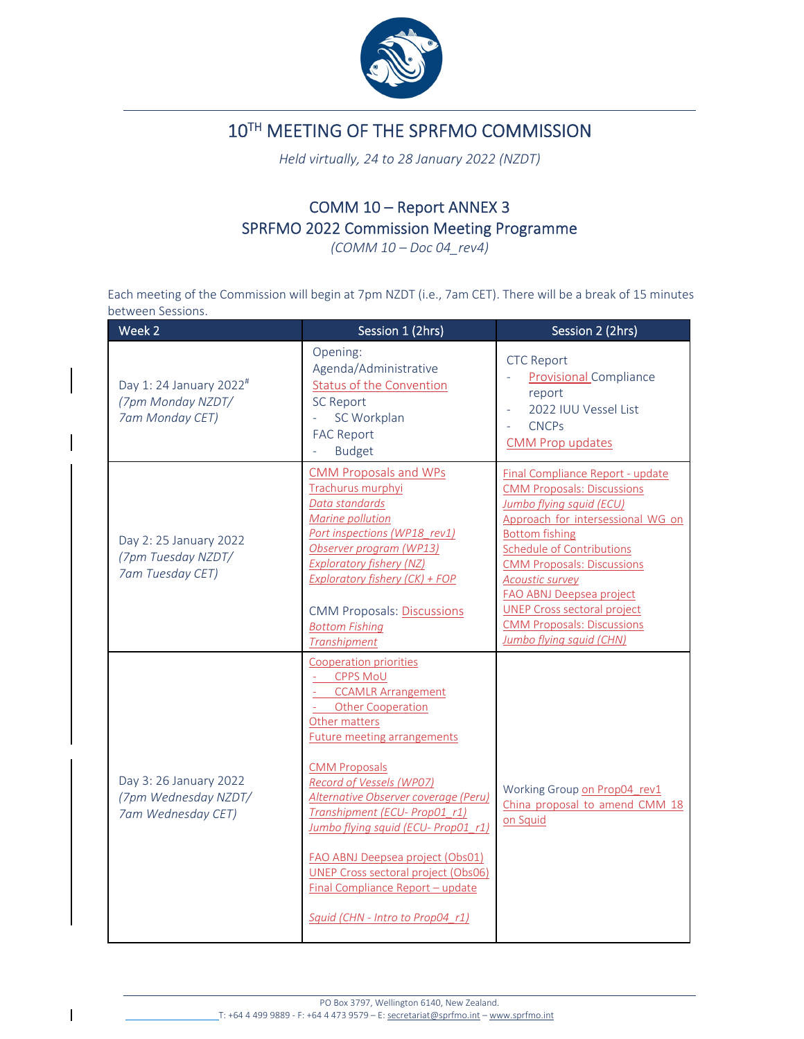# 10TH MEETING OF THE SPRFMO COMMISSION

*Held virtually, 24 to 28 January 2022 (NZDT)*

## COMM 10 – Report ANNEX 3
## SPRFMO 2022 Commission Meeting Programme

*(COMM 10 – Doc 04_rev4)*

Each meeting of the Commission will begin at 7pm NZDT (i.e., 7am CET). There will be a break of 15 minutes between Sessions.

| Week 2 | Session 1 (2hrs) | Session 2 (2hrs) |
|---|---|---|
| Day 1: 24 January 2022[#]<br>*(7pm Monday NZDT/ 7am Monday CET)* | Opening:<br>Agenda/Administrative<br>Status of the Convention<br>SC Report<br>- SC Workplan<br>FAC Report<br>- Budget | CTC Report<br>- Provisional Compliance report<br>- 2022 IUU Vessel List<br>- CNCPs<br>CMM Prop updates |
| Day 2: 25 January 2022<br>*(7pm Tuesday NZDT/ 7am Tuesday CET)* | CMM Proposals and WPs<br>Trachurus murphyi<br>*Data standards*<br>*Marine pollution*<br>*Port inspections (WP18_rev1)*<br>*Observer program (WP13)*<br>*Exploratory fishery (NZ)*<br>*Exploratory fishery (CK) + FOP*<br><br>CMM Proposals: Discussions<br>*Bottom Fishing*<br>*Transhipment* | Final Compliance Report - update<br>CMM Proposals: Discussions<br>*Jumbo flying squid (ECU)*<br>Approach for intersessional WG on Bottom fishing<br>Schedule of Contributions<br>CMM Proposals: Discussions<br>*Acoustic survey*<br>FAO ABNJ Deepsea project<br>UNEP Cross sectoral project<br>CMM Proposals: Discussions<br>*Jumbo flying squid (CHN)* |
| Day 3: 26 January 2022<br>*(7pm Wednesday NZDT/ 7am Wednesday CET)* | Cooperation priorities<br>- CPPS MoU<br>- CCAMLR Arrangement<br>- Other Cooperation<br>Other matters<br>Future meeting arrangements<br><br>CMM Proposals<br>*Record of Vessels (WP07)*<br>*Alternative Observer coverage (Peru)*<br>*Transhipment (ECU- Prop01_r1)*<br>*Jumbo flying squid (ECU- Prop01_r1)*<br><br>FAO ABNJ Deepsea project (Obs01)<br>UNEP Cross sectoral project (Obs06)<br>Final Compliance Report – update<br><br>*Squid (CHN - Intro to Prop04_r1)* | Working Group on Prop04_rev1<br>China proposal to amend CMM 18 on Squid |

PO Box 3797, Wellington 6140, New Zealand.
T: +64 4 499 9889 - F: +64 4 473 9579 – E: secretariat@sprfmo.int – www.sprfmo.int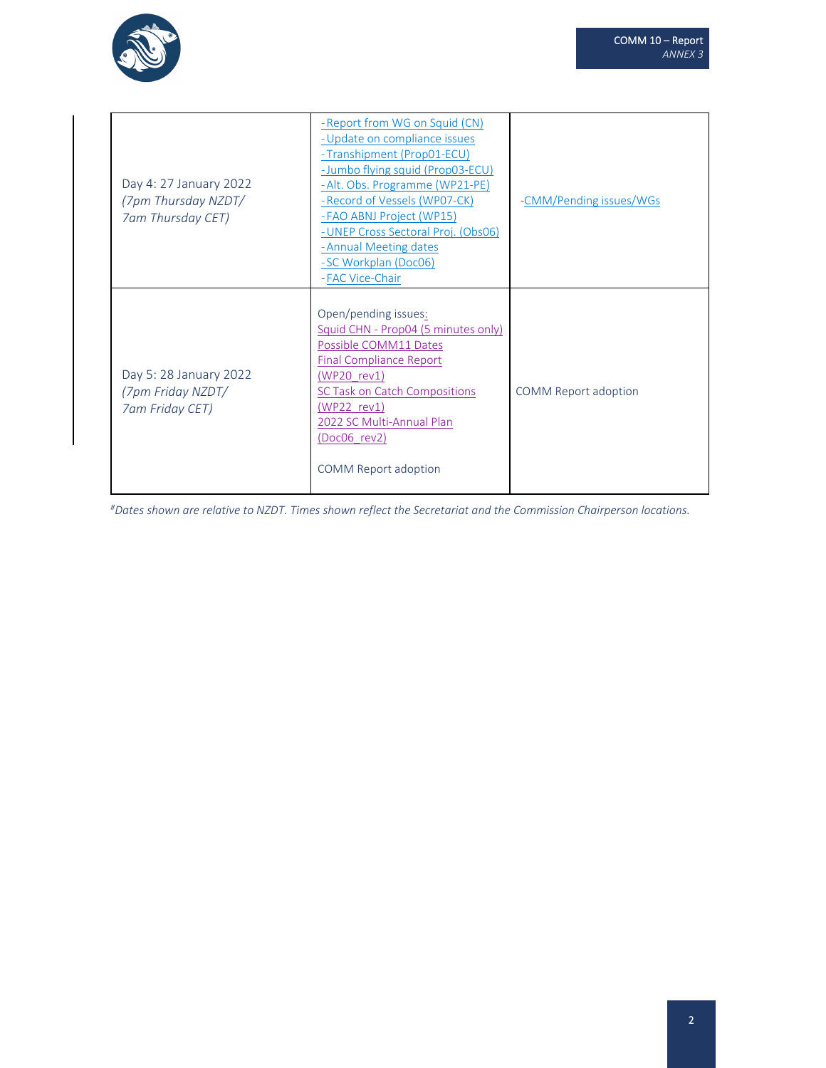| | | |
|---|---|---|
| Day 4: 27 January 2022<br>*(7pm Thursday NZDT/<br>7am Thursday CET)* | - Report from WG on Squid (CN)<br>- Update on compliance issues<br>- Transhipment (Prop01-ECU)<br>- Jumbo flying squid (Prop03-ECU)<br>- Alt. Obs. Programme (WP21-PE)<br>- Record of Vessels (WP07-CK)<br>- FAO ABNJ Project (WP15)<br>- UNEP Cross Sectoral Proj. (Obs06)<br>- Annual Meeting dates<br>- SC Workplan (Doc06)<br>- FAC Vice-Chair | -CMM/Pending issues/WGs |
| Day 5: 28 January 2022<br>*(7pm Friday NZDT/<br>7am Friday CET)* | Open/pending issues:<br>Squid CHN - Prop04 (5 minutes only)<br>Possible COMM11 Dates<br>Final Compliance Report (WP20_rev1)<br>SC Task on Catch Compositions (WP22_rev1)<br>2022 SC Multi-Annual Plan (Doc06_rev2)<br><br>COMM Report adoption | COMM Report adoption |

*#Dates shown are relative to NZDT. Times shown reflect the Secretariat and the Commission Chairperson locations.*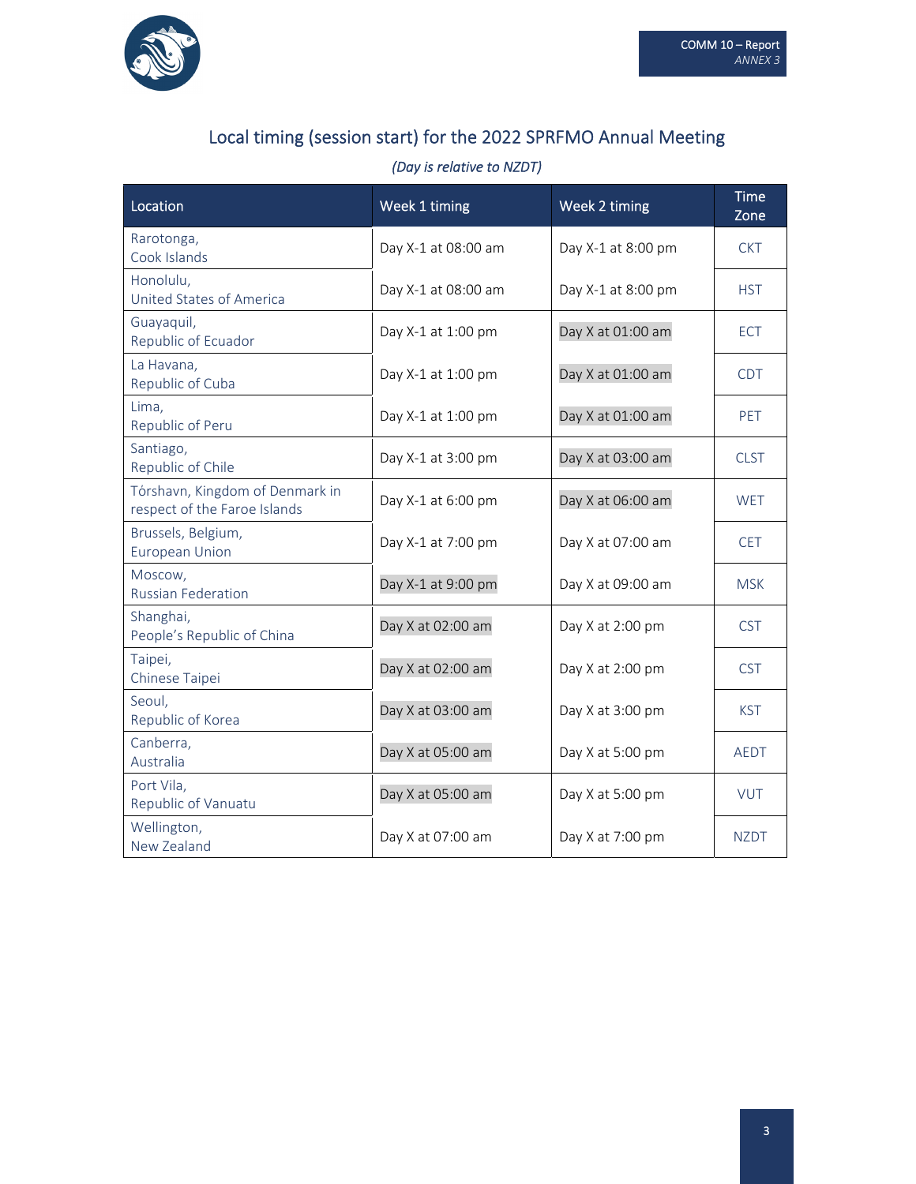## Local timing (session start) for the 2022 SPRFMO Annual Meeting

*(Day is relative to NZDT)*

| Location | Week 1 timing | Week 2 timing | Time Zone |
| --- | --- | --- | --- |
| Rarotonga, Cook Islands | Day X-1 at 08:00 am | Day X-1 at 8:00 pm | CKT |
| Honolulu, United States of America | Day X-1 at 08:00 am | Day X-1 at 8:00 pm | HST |
| Guayaquil, Republic of Ecuador | Day X-1 at 1:00 pm | Day X at 01:00 am | ECT |
| La Havana, Republic of Cuba | Day X-1 at 1:00 pm | Day X at 01:00 am | CDT |
| Lima, Republic of Peru | Day X-1 at 1:00 pm | Day X at 01:00 am | PET |
| Santiago, Republic of Chile | Day X-1 at 3:00 pm | Day X at 03:00 am | CLST |
| Tórshavn, Kingdom of Denmark in respect of the Faroe Islands | Day X-1 at 6:00 pm | Day X at 06:00 am | WET |
| Brussels, Belgium, European Union | Day X-1 at 7:00 pm | Day X at 07:00 am | CET |
| Moscow, Russian Federation | Day X-1 at 9:00 pm | Day X at 09:00 am | MSK |
| Shanghai, People's Republic of China | Day X at 02:00 am | Day X at 2:00 pm | CST |
| Taipei, Chinese Taipei | Day X at 02:00 am | Day X at 2:00 pm | CST |
| Seoul, Republic of Korea | Day X at 03:00 am | Day X at 3:00 pm | KST |
| Canberra, Australia | Day X at 05:00 am | Day X at 5:00 pm | AEDT |
| Port Vila, Republic of Vanuatu | Day X at 05:00 am | Day X at 5:00 pm | VUT |
| Wellington, New Zealand | Day X at 07:00 am | Day X at 7:00 pm | NZDT |